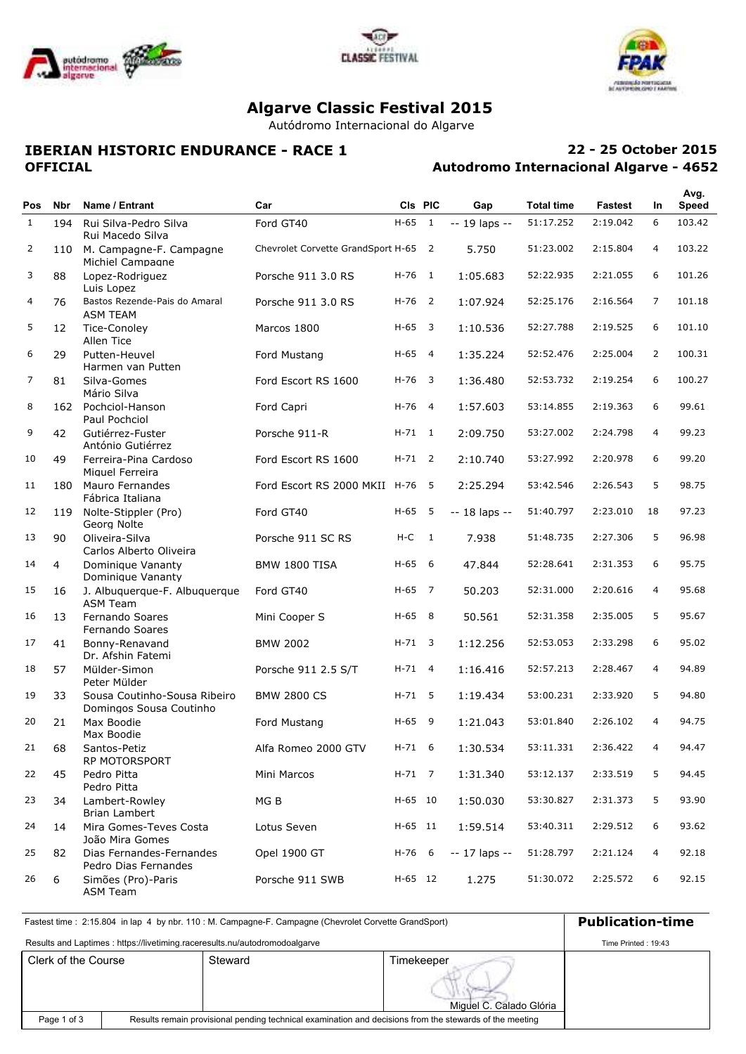# Algarve Classic Festival 2015

Autódromo Internacional do Algarve

## IBERIAN HISTORIC ENDURANCE - RACE 1

**OFFICIAL**

**22 - 25 October 2015**

**Autodromo Internacional Algarve - 4652**

| Pos | Nbr | Name / Entrant | Car | Cls | PIC | Gap | Total time | Fastest | In | Avg. Speed |
|---|---|---|---|---|---|---|---|---|---|---|
| 1 | 194 | Rui Silva-Pedro Silva<br>Rui Macedo Silva | Ford GT40 | H-65 | 1 | -- 19 laps -- | 51:17.252 | 2:19.042 | 6 | 103.42 |
| 2 | 110 | M. Campagne-F. Campagne<br>Michiel Campagne | Chevrolet Corvette GrandSport | H-65 | 2 | 5.750 | 51:23.002 | 2:15.804 | 4 | 103.22 |
| 3 | 88 | Lopez-Rodriguez<br>Luis Lopez | Porsche 911 3.0 RS | H-76 | 1 | 1:05.683 | 52:22.935 | 2:21.055 | 6 | 101.26 |
| 4 | 76 | Bastos Rezende-Pais do Amaral<br>ASM TEAM | Porsche 911 3.0 RS | H-76 | 2 | 1:07.924 | 52:25.176 | 2:16.564 | 7 | 101.18 |
| 5 | 12 | Tice-Conoley<br>Allen Tice | Marcos 1800 | H-65 | 3 | 1:10.536 | 52:27.788 | 2:19.525 | 6 | 101.10 |
| 6 | 29 | Putten-Heuvel<br>Harmen van Putten | Ford Mustang | H-65 | 4 | 1:35.224 | 52:52.476 | 2:25.004 | 2 | 100.31 |
| 7 | 81 | Silva-Gomes<br>Mário Silva | Ford Escort RS 1600 | H-76 | 3 | 1:36.480 | 52:53.732 | 2:19.254 | 6 | 100.27 |
| 8 | 162 | Pochciol-Hanson<br>Paul Pochciol | Ford Capri | H-76 | 4 | 1:57.603 | 53:14.855 | 2:19.363 | 6 | 99.61 |
| 9 | 42 | Gutiérrez-Fuster<br>António Gutiérrez | Porsche 911-R | H-71 | 1 | 2:09.750 | 53:27.002 | 2:24.798 | 4 | 99.23 |
| 10 | 49 | Ferreira-Pina Cardoso<br>Miguel Ferreira | Ford Escort RS 1600 | H-71 | 2 | 2:10.740 | 53:27.992 | 2:20.978 | 6 | 99.20 |
| 11 | 180 | Mauro Fernandes<br>Fábrica Italiana | Ford Escort RS 2000 MKII | H-76 | 5 | 2:25.294 | 53:42.546 | 2:26.543 | 5 | 98.75 |
| 12 | 119 | Nolte-Stippler (Pro)<br>Georg Nolte | Ford GT40 | H-65 | 5 | -- 18 laps -- | 51:40.797 | 2:23.010 | 18 | 97.23 |
| 13 | 90 | Oliveira-Silva<br>Carlos Alberto Oliveira | Porsche 911 SC RS | H-C | 1 | 7.938 | 51:48.735 | 2:27.306 | 5 | 96.98 |
| 14 | 4 | Dominique Vananty<br>Dominique Vananty | BMW 1800 TISA | H-65 | 6 | 47.844 | 52:28.641 | 2:31.353 | 6 | 95.75 |
| 15 | 16 | J. Albuquerque-F. Albuquerque<br>ASM Team | Ford GT40 | H-65 | 7 | 50.203 | 52:31.000 | 2:20.616 | 4 | 95.68 |
| 16 | 13 | Fernando Soares<br>Fernando Soares | Mini Cooper S | H-65 | 8 | 50.561 | 52:31.358 | 2:35.005 | 5 | 95.67 |
| 17 | 41 | Bonny-Renavand<br>Dr. Afshin Fatemi | BMW 2002 | H-71 | 3 | 1:12.256 | 52:53.053 | 2:33.298 | 6 | 95.02 |
| 18 | 57 | Mülder-Simon<br>Peter Mülder | Porsche 911 2.5 S/T | H-71 | 4 | 1:16.416 | 52:57.213 | 2:28.467 | 4 | 94.89 |
| 19 | 33 | Sousa Coutinho-Sousa Ribeiro<br>Domingos Sousa Coutinho | BMW 2800 CS | H-71 | 5 | 1:19.434 | 53:00.231 | 2:33.920 | 5 | 94.80 |
| 20 | 21 | Max Boodie<br>Max Boodie | Ford Mustang | H-65 | 9 | 1:21.043 | 53:01.840 | 2:26.102 | 4 | 94.75 |
| 21 | 68 | Santos-Petiz<br>RP MOTORSPORT | Alfa Romeo 2000 GTV | H-71 | 6 | 1:30.534 | 53:11.331 | 2:36.422 | 4 | 94.47 |
| 22 | 45 | Pedro Pitta<br>Pedro Pitta | Mini Marcos | H-71 | 7 | 1:31.340 | 53:12.137 | 2:33.519 | 5 | 94.45 |
| 23 | 34 | Lambert-Rowley<br>Brian Lambert | MG B | H-65 | 10 | 1:50.030 | 53:30.827 | 2:31.373 | 5 | 93.90 |
| 24 | 14 | Mira Gomes-Teves Costa<br>João Mira Gomes | Lotus Seven | H-65 | 11 | 1:59.514 | 53:40.311 | 2:29.512 | 6 | 93.62 |
| 25 | 82 | Dias Fernandes-Fernandes<br>Pedro Dias Fernandes | Opel 1900 GT | H-76 | 6 | -- 17 laps -- | 51:28.797 | 2:21.124 | 4 | 92.18 |
| 26 | 6 | Simões (Pro)-Paris<br>ASM Team | Porsche 911 SWB | H-65 | 12 | 1.275 | 51:30.072 | 2:25.572 | 6 | 92.15 |

Fastest time : 2:15.804 in lap 4 by nbr. 110 : M. Campagne-F. Campagne (Chevrolet Corvette GrandSport)

Results and Laptimes : https://livetiming.raceresults.nu/autodromodoalgarve

**Publication-time**

Time Printed : 19:43

| Clerk of the Course | Steward | Timekeeper |
|---|---|---|
| | | Miguel C. Calado Glória |

Results remain provisional pending technical examination and decisions from the stewards of the meeting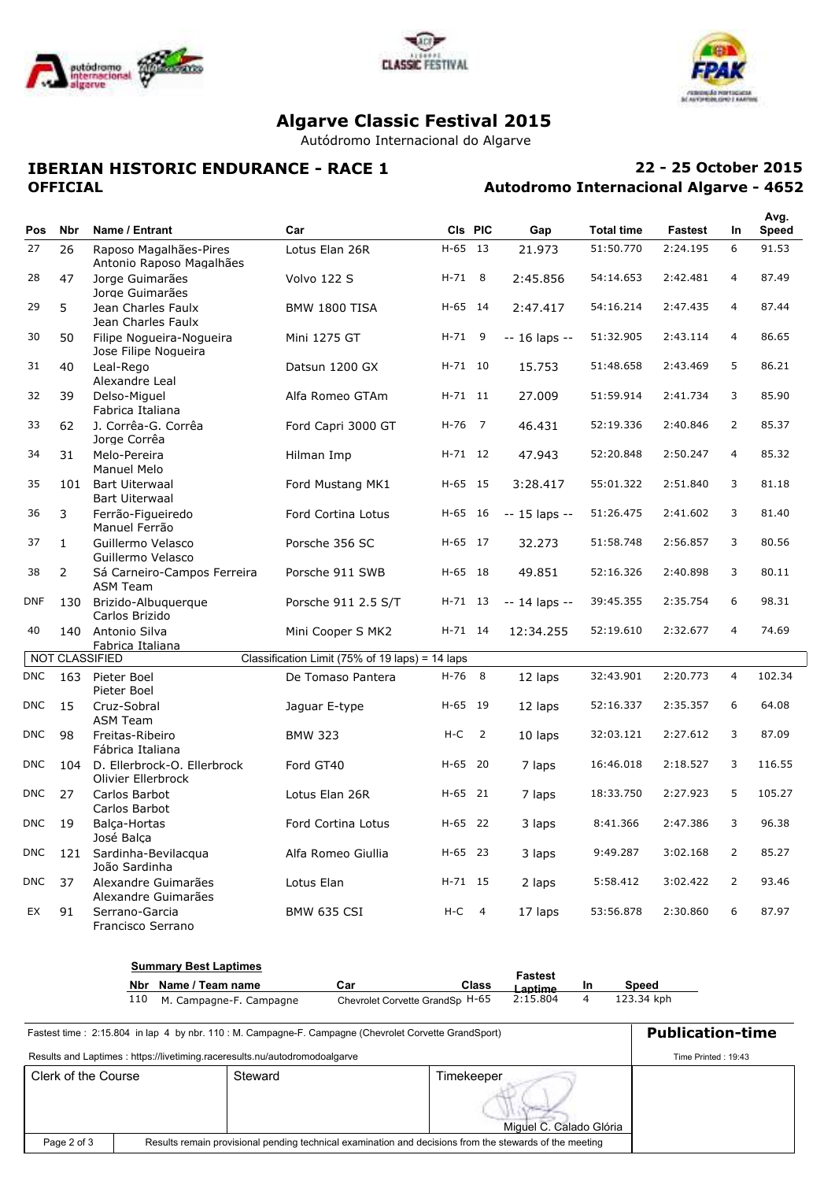# Algarve Classic Festival 2015

Autódromo Internacional do Algarve

## IBERIAN HISTORIC ENDURANCE - RACE 1

**OFFICIAL**

**22 - 25 October 2015**

**Autodromo Internacional Algarve - 4652**

| Pos | Nbr | Name / Entrant | Car | Cls | PIC | Gap | Total time | Fastest | In | Avg. Speed |
|---|---|---|---|---|---|---|---|---|---|---|
| 27 | 26 | Raposo Magalhães-Pires<br>Antonio Raposo Magalhães | Lotus Elan 26R | H-65 | 13 | 21.973 | 51:50.770 | 2:24.195 | 6 | 91.53 |
| 28 | 47 | Jorge Guimarães<br>Jorge Guimarães | Volvo 122 S | H-71 | 8 | 2:45.856 | 54:14.653 | 2:42.481 | 4 | 87.49 |
| 29 | 5 | Jean Charles Faulx<br>Jean Charles Faulx | BMW 1800 TISA | H-65 | 14 | 2:47.417 | 54:16.214 | 2:47.435 | 4 | 87.44 |
| 30 | 50 | Filipe Nogueira-Nogueira<br>Jose Filipe Nogueira | Mini 1275 GT | H-71 | 9 | -- 16 laps -- | 51:32.905 | 2:43.114 | 4 | 86.65 |
| 31 | 40 | Leal-Rego<br>Alexandre Leal | Datsun 1200 GX | H-71 | 10 | 15.753 | 51:48.658 | 2:43.469 | 5 | 86.21 |
| 32 | 39 | Delso-Miguel<br>Fabrica Italiana | Alfa Romeo GTAm | H-71 | 11 | 27.009 | 51:59.914 | 2:41.734 | 3 | 85.90 |
| 33 | 62 | J. Corrêa-G. Corrêa<br>Jorge Corrêa | Ford Capri 3000 GT | H-76 | 7 | 46.431 | 52:19.336 | 2:40.846 | 2 | 85.37 |
| 34 | 31 | Melo-Pereira<br>Manuel Melo | Hilman Imp | H-71 | 12 | 47.943 | 52:20.848 | 2:50.247 | 4 | 85.32 |
| 35 | 101 | Bart Uiterwaal<br>Bart Uiterwaal | Ford Mustang MK1 | H-65 | 15 | 3:28.417 | 55:01.322 | 2:51.840 | 3 | 81.18 |
| 36 | 3 | Ferrão-Figueiredo<br>Manuel Ferrão | Ford Cortina Lotus | H-65 | 16 | -- 15 laps -- | 51:26.475 | 2:41.602 | 3 | 81.40 |
| 37 | 1 | Guillermo Velasco<br>Guillermo Velasco | Porsche 356 SC | H-65 | 17 | 32.273 | 51:58.748 | 2:56.857 | 3 | 80.56 |
| 38 | 2 | Sá Carneiro-Campos Ferreira<br>ASM Team | Porsche 911 SWB | H-65 | 18 | 49.851 | 52:16.326 | 2:40.898 | 3 | 80.11 |
| DNF | 130 | Brizido-Albuquerque<br>Carlos Brizido | Porsche 911 2.5 S/T | H-71 | 13 | -- 14 laps -- | 39:45.355 | 2:35.754 | 6 | 98.31 |
| 40 | 140 | Antonio Silva<br>Fabrica Italiana | Mini Cooper S MK2 | H-71 | 14 | 12:34.255 | 52:19.610 | 2:32.677 | 4 | 74.69 |
| NOT CLASSIFIED | | | Classification Limit (75% of 19 laps) = 14 laps | | | | | | | |
| DNC | 163 | Pieter Boel<br>Pieter Boel | De Tomaso Pantera | H-76 | 8 | 12 laps | 32:43.901 | 2:20.773 | 4 | 102.34 |
| DNC | 15 | Cruz-Sobral<br>ASM Team | Jaguar E-type | H-65 | 19 | 12 laps | 52:16.337 | 2:35.357 | 6 | 64.08 |
| DNC | 98 | Freitas-Ribeiro<br>Fábrica Italiana | BMW 323 | H-C | 2 | 10 laps | 32:03.121 | 2:27.612 | 3 | 87.09 |
| DNC | 104 | D. Ellerbrock-O. Ellerbrock<br>Olivier Ellerbrock | Ford GT40 | H-65 | 20 | 7 laps | 16:46.018 | 2:18.527 | 3 | 116.55 |
| DNC | 27 | Carlos Barbot<br>Carlos Barbot | Lotus Elan 26R | H-65 | 21 | 7 laps | 18:33.750 | 2:27.923 | 5 | 105.27 |
| DNC | 19 | Balça-Hortas<br>José Balça | Ford Cortina Lotus | H-65 | 22 | 3 laps | 8:41.366 | 2:47.386 | 3 | 96.38 |
| DNC | 121 | Sardinha-Bevilacqua<br>João Sardinha | Alfa Romeo Giullia | H-65 | 23 | 3 laps | 9:49.287 | 3:02.168 | 2 | 85.27 |
| DNC | 37 | Alexandre Guimarães<br>Alexandre Guimarães | Lotus Elan | H-71 | 15 | 2 laps | 5:58.412 | 3:02.422 | 2 | 93.46 |
| EX | 91 | Serrano-Garcia<br>Francisco Serrano | BMW 635 CSI | H-C | 4 | 17 laps | 53:56.878 | 2:30.860 | 6 | 87.97 |

**Summary Best Laptimes**

| Nbr | Name / Team name | Car | Class | Fastest Laptime | In | Speed |
|---|---|---|---|---|---|---|
| 110 | M. Campagne-F. Campagne | Chevrolet Corvette GrandSp | H-65 | 2:15.804 | 4 | 123.34 kph |

Fastest time : 2:15.804 in lap 4 by nbr. 110 : M. Campagne-F. Campagne (Chevrolet Corvette GrandSport)

**Publication-time**

Results and Laptimes : https://livetiming.raceresults.nu/autodromodoalgarve

Time Printed : 19:43

| Clerk of the Course | Steward | Timekeeper |
|---|---|---|
| | | Miguel C. Calado Glória |

Results remain provisional pending technical examination and decisions from the stewards of the meeting